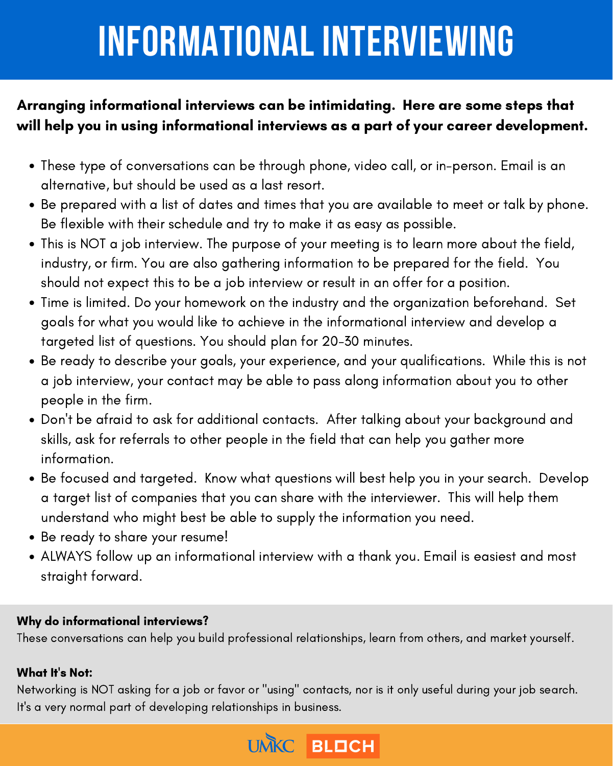# INFORMATIONAL INTERVIEWING

**Arranging informational interviews can be intimidating. Here are some steps that will help you in using informational interviews as a part of your career development.**

- These type of conversations can be through phone, video call, or in-person. Email is an alternative, but should be used as a last resort.
- Be prepared with a list of dates and times that you are available to meet or talk by phone. Be flexible with their schedule and try to make it as easy as possible.
- This is NOT a job interview. The purpose of your meeting is to learn more about the field, industry, or firm. You are also gathering information to be prepared for the field. You should not expect this to be a job interview or result in an offer for a position.
- Time is limited. Do your homework on the industry and the organization beforehand. Set goals for what you would like to achieve in the informational interview and develop a targeted list of questions. You should plan for 20-30 minutes.
- Be ready to describe your goals, your experience, and your qualifications. While this is not a job interview, your contact may be able to pass along information about you to other people in the firm.
- Don't be afraid to ask for additional contacts. After talking about your background and skills, ask for referrals to other people in the field that can help you gather more information.
- Be focused and targeted. Know what questions will best help you in your search. Develop a target list of companies that you can share with the interviewer. This will help them understand who might best be able to supply the information you need.
- Be ready to share your resume!
- ALWAYS follow up an informational interview with a thank you. Email is easiest and most straight forward.

**Why do informational interviews?**

These conversations can help you build professional relationships, learn from others, and market yourself.

**What It's Not:**

Networking is NOT asking for a job or favor or "using" contacts, nor is it only useful during your job search. It's a very normal part of developing relationships in business.

UMKC BLOCH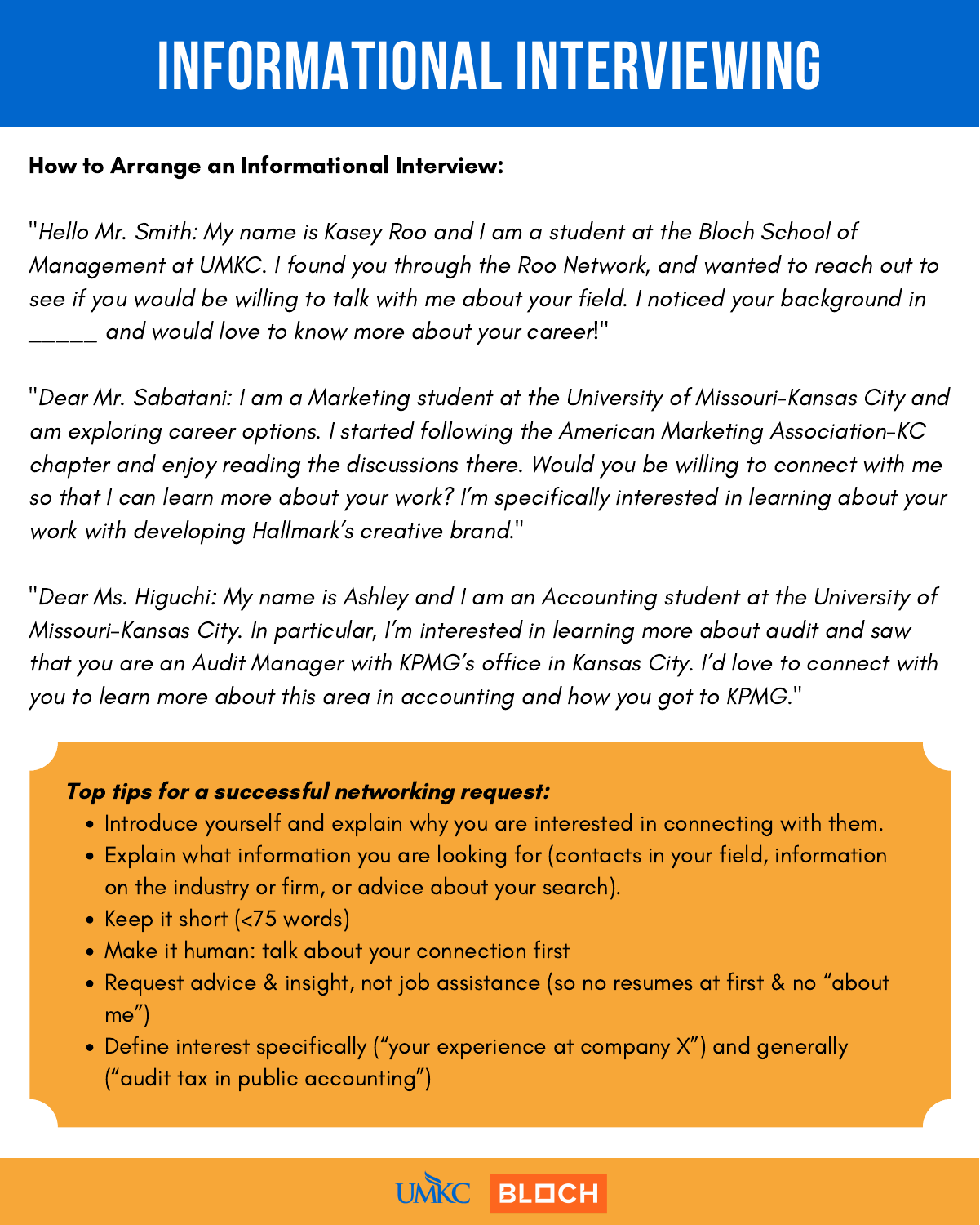# INFORMATIONAL INTERVIEWING

**How to Arrange an Informational Interview:**

"*Hello Mr. Smith: My name is Kasey Roo and I am a student at the Bloch School of Management at UMKC. I found you through the Roo Network, and wanted to reach out to see if you would be willing to talk with me about your field. I noticed your background in _____ and would love to know more about your career!*"

"*Dear Mr. Sabatani: I am a Marketing student at the University of Missouri-Kansas City and am exploring career options. I started following the American Marketing Association-KC chapter and enjoy reading the discussions there. Would you be willing to connect with me so that I can learn more about your work? I'm specifically interested in learning about your work with developing Hallmark's creative brand.*"

"*Dear Ms. Higuchi: My name is Ashley and I am an Accounting student at the University of Missouri-Kansas City. In particular, I'm interested in learning more about audit and saw that you are an Audit Manager with KPMG's office in Kansas City. I'd love to connect with you to learn more about this area in accounting and how you got to KPMG.*"

***Top tips for a successful networking request:***

- Introduce yourself and explain why you are interested in connecting with them.
- Explain what information you are looking for (contacts in your field, information on the industry or firm, or advice about your search).
- Keep it short (<75 words)
- Make it human: talk about your connection first
- Request advice & insight, not job assistance (so no resumes at first & no "about me")
- Define interest specifically ("your experience at company X") and generally ("audit tax in public accounting")

UMKC BLOCH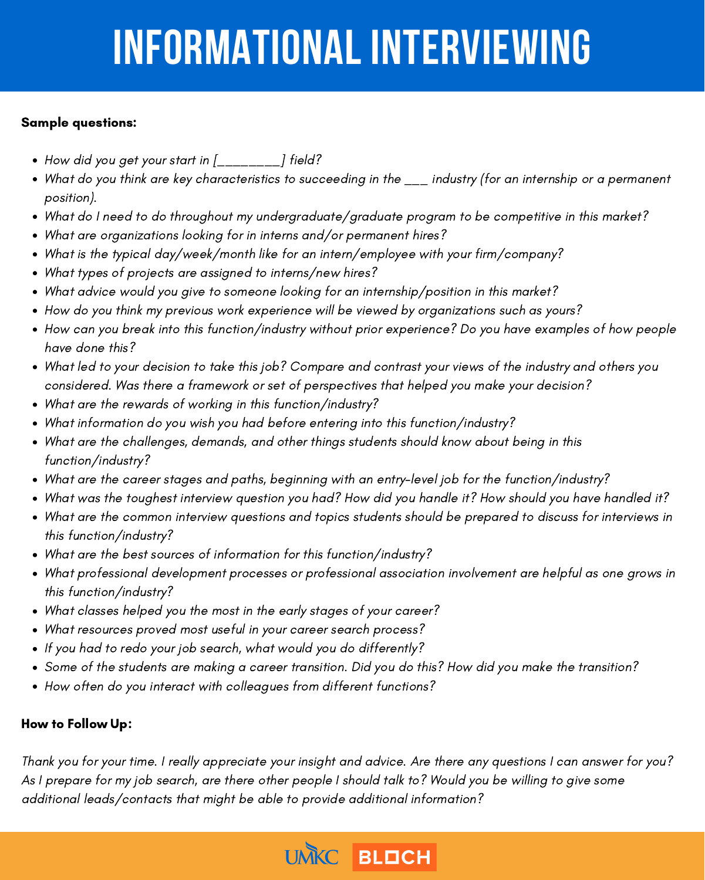# INFORMATIONAL INTERVIEWING

**Sample questions:**

- *How did you get your start in [_________] field?*
- *What do you think are key characteristics to succeeding in the ___ industry (for an internship or a permanent position).*
- *What do I need to do throughout my undergraduate/graduate program to be competitive in this market?*
- *What are organizations looking for in interns and/or permanent hires?*
- *What is the typical day/week/month like for an intern/employee with your firm/company?*
- *What types of projects are assigned to interns/new hires?*
- *What advice would you give to someone looking for an internship/position in this market?*
- *How do you think my previous work experience will be viewed by organizations such as yours?*
- *How can you break into this function/industry without prior experience? Do you have examples of how people have done this?*
- *What led to your decision to take this job? Compare and contrast your views of the industry and others you considered. Was there a framework or set of perspectives that helped you make your decision?*
- *What are the rewards of working in this function/industry?*
- *What information do you wish you had before entering into this function/industry?*
- *What are the challenges, demands, and other things students should know about being in this function/industry?*
- *What are the career stages and paths, beginning with an entry-level job for the function/industry?*
- *What was the toughest interview question you had? How did you handle it? How should you have handled it?*
- *What are the common interview questions and topics students should be prepared to discuss for interviews in this function/industry?*
- *What are the best sources of information for this function/industry?*
- *What professional development processes or professional association involvement are helpful as one grows in this function/industry?*
- *What classes helped you the most in the early stages of your career?*
- *What resources proved most useful in your career search process?*
- *If you had to redo your job search, what would you do differently?*
- *Some of the students are making a career transition. Did you do this? How did you make the transition?*
- *How often do you interact with colleagues from different functions?*

**How to Follow Up:**

*Thank you for your time. I really appreciate your insight and advice. Are there any questions I can answer for you? As I prepare for my job search, are there other people I should talk to? Would you be willing to give some additional leads/contacts that might be able to provide additional information?*

UMKC BLOCH